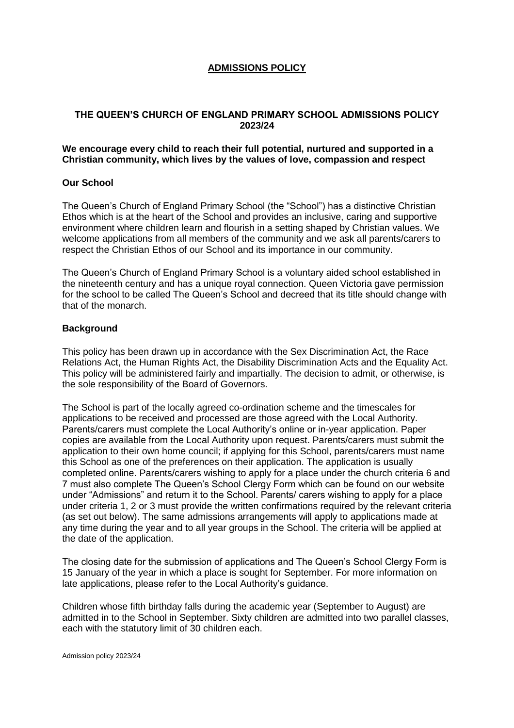# ADMISSIONS POLICY

## THE QUEEN'S CHURCH OF ENGLAND PRIMARY SCHOOL ADMISSIONS POLICY 2023/24

**We encourage every child to reach their full potential, nurtured and supported in a Christian community, which lives by the values of love, compassion and respect**

### Our School

The Queen's Church of England Primary School (the "School") has a distinctive Christian Ethos which is at the heart of the School and provides an inclusive, caring and supportive environment where children learn and flourish in a setting shaped by Christian values. We welcome applications from all members of the community and we ask all parents/carers to respect the Christian Ethos of our School and its importance in our community.

The Queen's Church of England Primary School is a voluntary aided school established in the nineteenth century and has a unique royal connection. Queen Victoria gave permission for the school to be called The Queen's School and decreed that its title should change with that of the monarch.

### Background

This policy has been drawn up in accordance with the Sex Discrimination Act, the Race Relations Act, the Human Rights Act, the Disability Discrimination Acts and the Equality Act. This policy will be administered fairly and impartially. The decision to admit, or otherwise, is the sole responsibility of the Board of Governors.

The School is part of the locally agreed co-ordination scheme and the timescales for applications to be received and processed are those agreed with the Local Authority. Parents/carers must complete the Local Authority's online or in-year application. Paper copies are available from the Local Authority upon request. Parents/carers must submit the application to their own home council; if applying for this School, parents/carers must name this School as one of the preferences on their application. The application is usually completed online. Parents/carers wishing to apply for a place under the church criteria 6 and 7 must also complete The Queen's School Clergy Form which can be found on our website under "Admissions" and return it to the School. Parents/ carers wishing to apply for a place under criteria 1, 2 or 3 must provide the written confirmations required by the relevant criteria (as set out below). The same admissions arrangements will apply to applications made at any time during the year and to all year groups in the School. The criteria will be applied at the date of the application.

The closing date for the submission of applications and The Queen's School Clergy Form is 15 January of the year in which a place is sought for September. For more information on late applications, please refer to the Local Authority's guidance.

Children whose fifth birthday falls during the academic year (September to August) are admitted in to the School in September. Sixty children are admitted into two parallel classes, each with the statutory limit of 30 children each.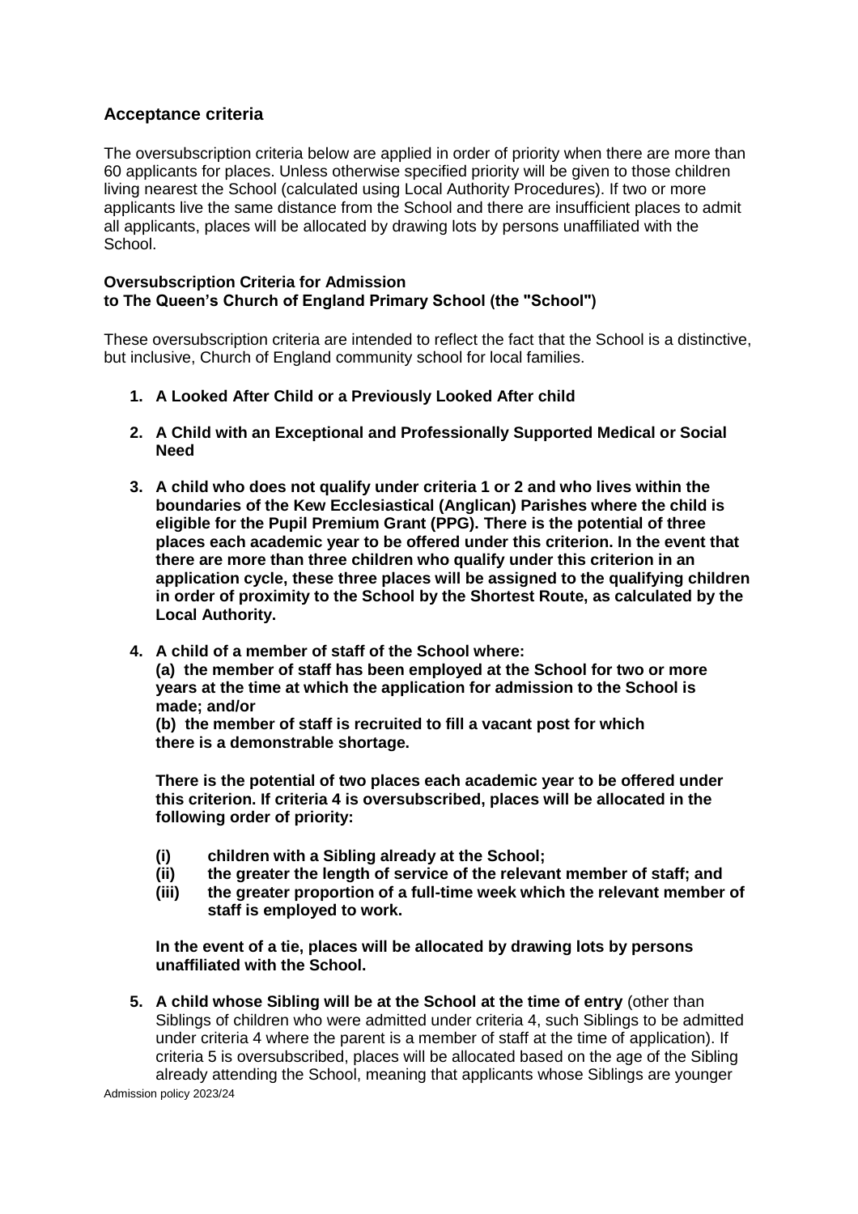## Acceptance criteria

The oversubscription criteria below are applied in order of priority when there are more than 60 applicants for places. Unless otherwise specified priority will be given to those children living nearest the School (calculated using Local Authority Procedures). If two or more applicants live the same distance from the School and there are insufficient places to admit all applicants, places will be allocated by drawing lots by persons unaffiliated with the School.

**Oversubscription Criteria for Admission**
**to The Queen's Church of England Primary School (the "School")**

These oversubscription criteria are intended to reflect the fact that the School is a distinctive, but inclusive, Church of England community school for local families.

1. **A Looked After Child or a Previously Looked After child**

2. **A Child with an Exceptional and Professionally Supported Medical or Social Need**

3. **A child who does not qualify under criteria 1 or 2 and who lives within the boundaries of the Kew Ecclesiastical (Anglican) Parishes where the child is eligible for the Pupil Premium Grant (PPG). There is the potential of three places each academic year to be offered under this criterion. In the event that there are more than three children who qualify under this criterion in an application cycle, these three places will be assigned to the qualifying children in order of proximity to the School by the Shortest Route, as calculated by the Local Authority.**

4. **A child of a member of staff of the School where:**
   **(a) the member of staff has been employed at the School for two or more years at the time at which the application for admission to the School is made; and/or**
   **(b) the member of staff is recruited to fill a vacant post for which there is a demonstrable shortage.**

   **There is the potential of two places each academic year to be offered under this criterion. If criteria 4 is oversubscribed, places will be allocated in the following order of priority:**

   **(i) children with a Sibling already at the School;**
   **(ii) the greater the length of service of the relevant member of staff; and**
   **(iii) the greater proportion of a full-time week which the relevant member of staff is employed to work.**

   **In the event of a tie, places will be allocated by drawing lots by persons unaffiliated with the School.**

5. **A child whose Sibling will be at the School at the time of entry** (other than Siblings of children who were admitted under criteria 4, such Siblings to be admitted under criteria 4 where the parent is a member of staff at the time of application). If criteria 5 is oversubscribed, places will be allocated based on the age of the Sibling already attending the School, meaning that applicants whose Siblings are younger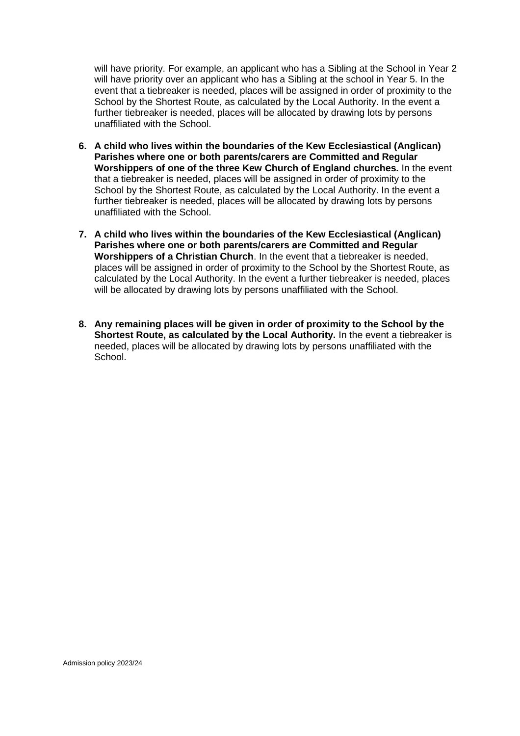will have priority. For example, an applicant who has a Sibling at the School in Year 2 will have priority over an applicant who has a Sibling at the school in Year 5. In the event that a tiebreaker is needed, places will be assigned in order of proximity to the School by the Shortest Route, as calculated by the Local Authority. In the event a further tiebreaker is needed, places will be allocated by drawing lots by persons unaffiliated with the School.

6. **A child who lives within the boundaries of the Kew Ecclesiastical (Anglican) Parishes where one or both parents/carers are Committed and Regular Worshippers of one of the three Kew Church of England churches.** In the event that a tiebreaker is needed, places will be assigned in order of proximity to the School by the Shortest Route, as calculated by the Local Authority. In the event a further tiebreaker is needed, places will be allocated by drawing lots by persons unaffiliated with the School.

7. **A child who lives within the boundaries of the Kew Ecclesiastical (Anglican) Parishes where one or both parents/carers are Committed and Regular Worshippers of a Christian Church**. In the event that a tiebreaker is needed, places will be assigned in order of proximity to the School by the Shortest Route, as calculated by the Local Authority. In the event a further tiebreaker is needed, places will be allocated by drawing lots by persons unaffiliated with the School.

8. **Any remaining places will be given in order of proximity to the School by the Shortest Route, as calculated by the Local Authority.** In the event a tiebreaker is needed, places will be allocated by drawing lots by persons unaffiliated with the School.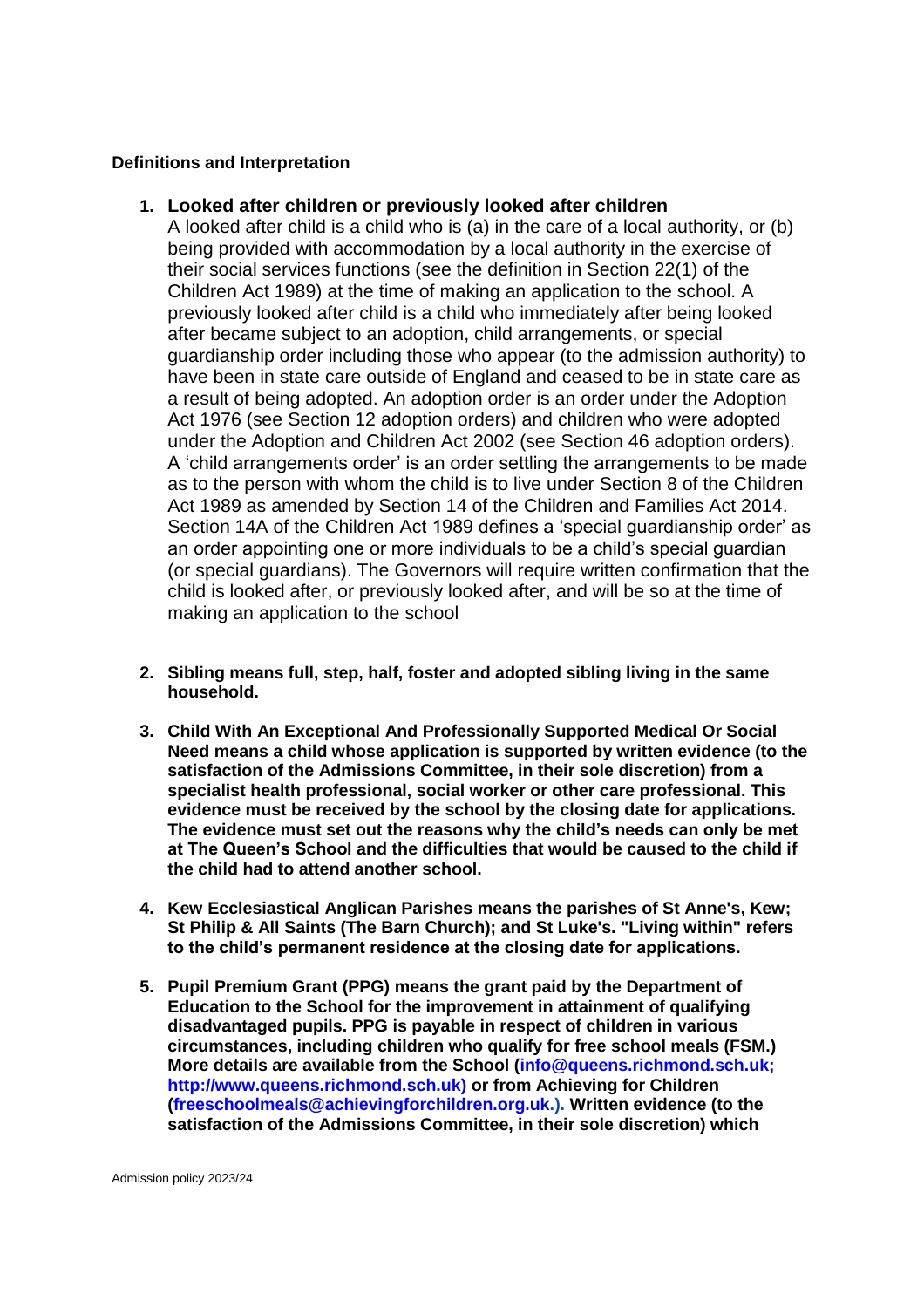**Definitions and Interpretation**

1. **Looked after children or previously looked after children**
   A looked after child is a child who is (a) in the care of a local authority, or (b) being provided with accommodation by a local authority in the exercise of their social services functions (see the definition in Section 22(1) of the Children Act 1989) at the time of making an application to the school. A previously looked after child is a child who immediately after being looked after became subject to an adoption, child arrangements, or special guardianship order including those who appear (to the admission authority) to have been in state care outside of England and ceased to be in state care as a result of being adopted. An adoption order is an order under the Adoption Act 1976 (see Section 12 adoption orders) and children who were adopted under the Adoption and Children Act 2002 (see Section 46 adoption orders). A 'child arrangements order' is an order settling the arrangements to be made as to the person with whom the child is to live under Section 8 of the Children Act 1989 as amended by Section 14 of the Children and Families Act 2014. Section 14A of the Children Act 1989 defines a 'special guardianship order' as an order appointing one or more individuals to be a child's special guardian (or special guardians). The Governors will require written confirmation that the child is looked after, or previously looked after, and will be so at the time of making an application to the school

2. **Sibling means full, step, half, foster and adopted sibling living in the same household.**

3. **Child With An Exceptional And Professionally Supported Medical Or Social Need means a child whose application is supported by written evidence (to the satisfaction of the Admissions Committee, in their sole discretion) from a specialist health professional, social worker or other care professional. This evidence must be received by the school by the closing date for applications. The evidence must set out the reasons why the child's needs can only be met at The Queen's School and the difficulties that would be caused to the child if the child had to attend another school.**

4. **Kew Ecclesiastical Anglican Parishes means the parishes of St Anne's, Kew; St Philip & All Saints (The Barn Church); and St Luke's. "Living within" refers to the child's permanent residence at the closing date for applications.**

5. **Pupil Premium Grant (PPG) means the grant paid by the Department of Education to the School for the improvement in attainment of qualifying disadvantaged pupils. PPG is payable in respect of children in various circumstances, including children who qualify for free school meals (FSM.) More details are available from the School (info@queens.richmond.sch.uk; http://www.queens.richmond.sch.uk) or from Achieving for Children (freeschoolmeals@achievingforchildren.org.uk.). Written evidence (to the satisfaction of the Admissions Committee, in their sole discretion) which**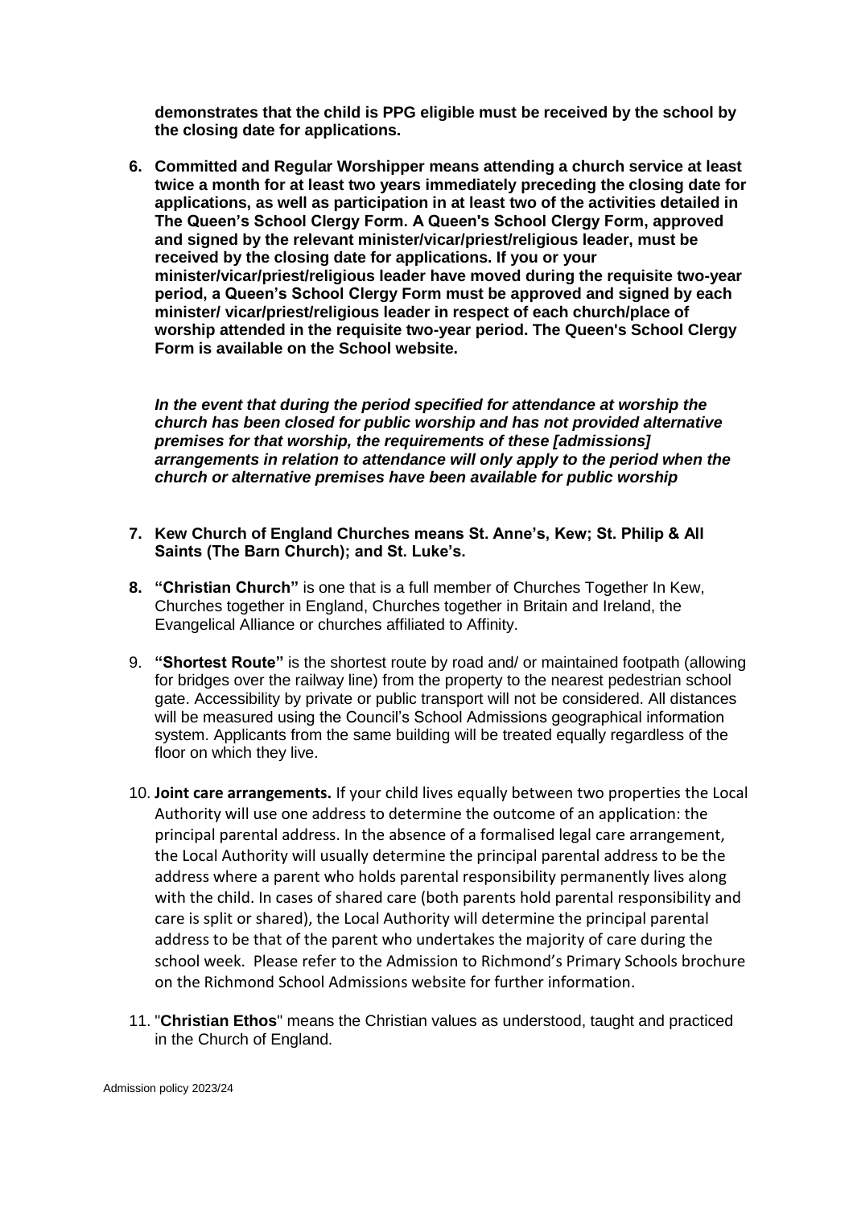**demonstrates that the child is PPG eligible must be received by the school by the closing date for applications.**

6. **Committed and Regular Worshipper means attending a church service at least twice a month for at least two years immediately preceding the closing date for applications, as well as participation in at least two of the activities detailed in The Queen's School Clergy Form. A Queen's School Clergy Form, approved and signed by the relevant minister/vicar/priest/religious leader, must be received by the closing date for applications. If you or your minister/vicar/priest/religious leader have moved during the requisite two-year period, a Queen's School Clergy Form must be approved and signed by each minister/ vicar/priest/religious leader in respect of each church/place of worship attended in the requisite two-year period. The Queen's School Clergy Form is available on the School website.**

   ***In the event that during the period specified for attendance at worship the church has been closed for public worship and has not provided alternative premises for that worship, the requirements of these [admissions] arrangements in relation to attendance will only apply to the period when the church or alternative premises have been available for public worship***

7. **Kew Church of England Churches means St. Anne's, Kew; St. Philip & All Saints (The Barn Church); and St. Luke's.**

8. **"Christian Church"** is one that is a full member of Churches Together In Kew, Churches together in England, Churches together in Britain and Ireland, the Evangelical Alliance or churches affiliated to Affinity.

9. **"Shortest Route"** is the shortest route by road and/ or maintained footpath (allowing for bridges over the railway line) from the property to the nearest pedestrian school gate. Accessibility by private or public transport will not be considered. All distances will be measured using the Council's School Admissions geographical information system. Applicants from the same building will be treated equally regardless of the floor on which they live.

10. **Joint care arrangements.** If your child lives equally between two properties the Local Authority will use one address to determine the outcome of an application: the principal parental address. In the absence of a formalised legal care arrangement, the Local Authority will usually determine the principal parental address to be the address where a parent who holds parental responsibility permanently lives along with the child. In cases of shared care (both parents hold parental responsibility and care is split or shared), the Local Authority will determine the principal parental address to be that of the parent who undertakes the majority of care during the school week. Please refer to the Admission to Richmond's Primary Schools brochure on the Richmond School Admissions website for further information.

11. "**Christian Ethos**" means the Christian values as understood, taught and practiced in the Church of England.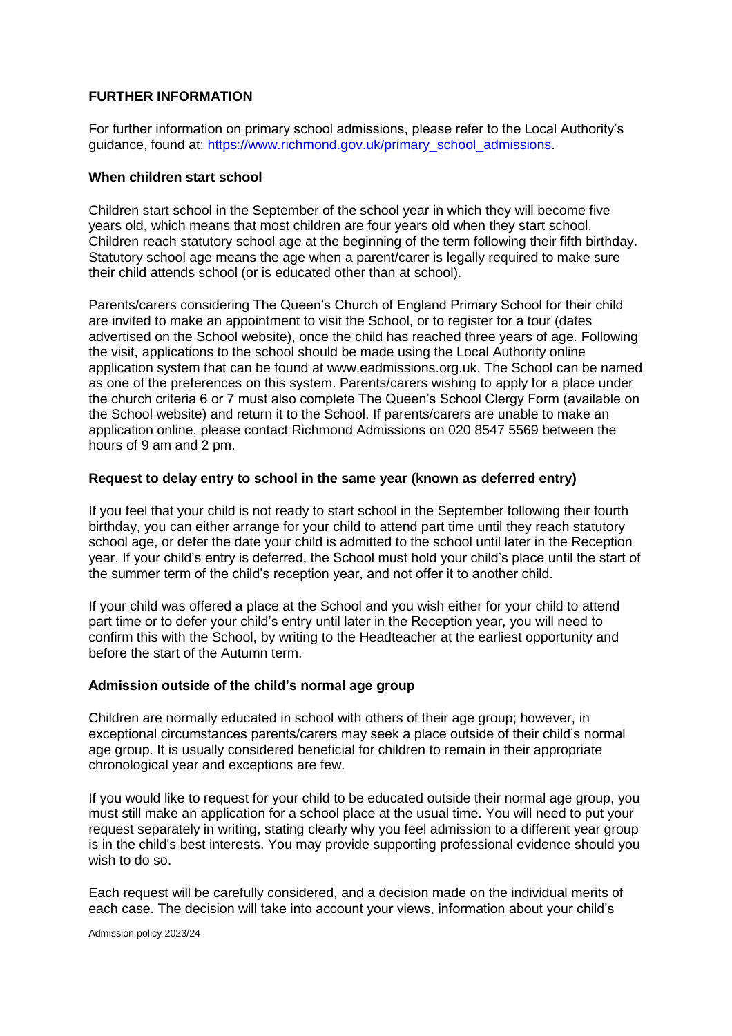## FURTHER INFORMATION

For further information on primary school admissions, please refer to the Local Authority's guidance, found at: https://www.richmond.gov.uk/primary_school_admissions.

### When children start school

Children start school in the September of the school year in which they will become five years old, which means that most children are four years old when they start school. Children reach statutory school age at the beginning of the term following their fifth birthday. Statutory school age means the age when a parent/carer is legally required to make sure their child attends school (or is educated other than at school).

Parents/carers considering The Queen's Church of England Primary School for their child are invited to make an appointment to visit the School, or to register for a tour (dates advertised on the School website), once the child has reached three years of age. Following the visit, applications to the school should be made using the Local Authority online application system that can be found at www.eadmissions.org.uk. The School can be named as one of the preferences on this system. Parents/carers wishing to apply for a place under the church criteria 6 or 7 must also complete The Queen's School Clergy Form (available on the School website) and return it to the School. If parents/carers are unable to make an application online, please contact Richmond Admissions on 020 8547 5569 between the hours of 9 am and 2 pm.

### Request to delay entry to school in the same year (known as deferred entry)

If you feel that your child is not ready to start school in the September following their fourth birthday, you can either arrange for your child to attend part time until they reach statutory school age, or defer the date your child is admitted to the school until later in the Reception year. If your child's entry is deferred, the School must hold your child's place until the start of the summer term of the child's reception year, and not offer it to another child.

If your child was offered a place at the School and you wish either for your child to attend part time or to defer your child's entry until later in the Reception year, you will need to confirm this with the School, by writing to the Headteacher at the earliest opportunity and before the start of the Autumn term.

### Admission outside of the child's normal age group

Children are normally educated in school with others of their age group; however, in exceptional circumstances parents/carers may seek a place outside of their child's normal age group. It is usually considered beneficial for children to remain in their appropriate chronological year and exceptions are few.

If you would like to request for your child to be educated outside their normal age group, you must still make an application for a school place at the usual time. You will need to put your request separately in writing, stating clearly why you feel admission to a different year group is in the child's best interests. You may provide supporting professional evidence should you wish to do so.

Each request will be carefully considered, and a decision made on the individual merits of each case. The decision will take into account your views, information about your child's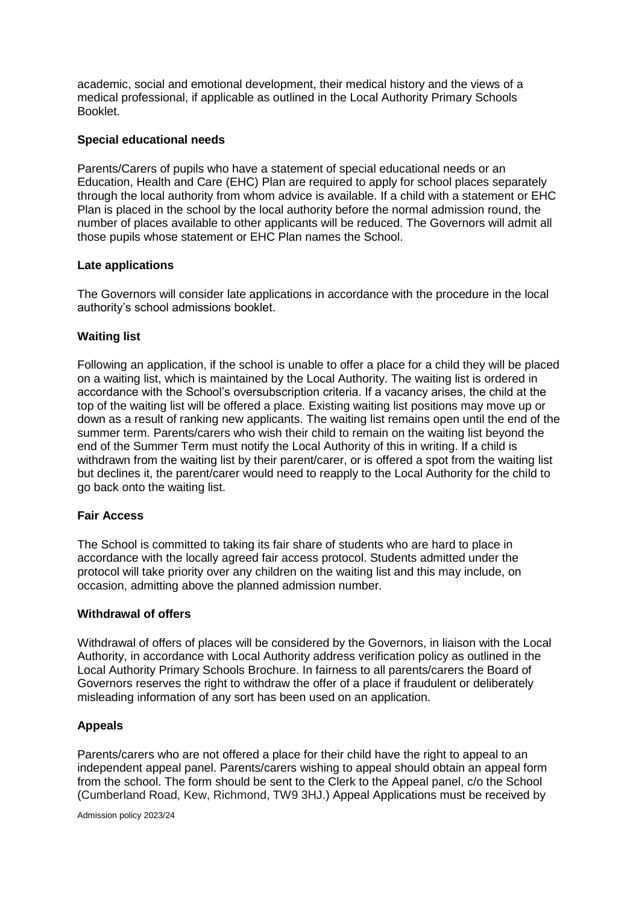academic, social and emotional development, their medical history and the views of a medical professional, if applicable as outlined in the Local Authority Primary Schools Booklet.

**Special educational needs**

Parents/Carers of pupils who have a statement of special educational needs or an Education, Health and Care (EHC) Plan are required to apply for school places separately through the local authority from whom advice is available. If a child with a statement or EHC Plan is placed in the school by the local authority before the normal admission round, the number of places available to other applicants will be reduced. The Governors will admit all those pupils whose statement or EHC Plan names the School.

**Late applications**

The Governors will consider late applications in accordance with the procedure in the local authority's school admissions booklet.

**Waiting list**

Following an application, if the school is unable to offer a place for a child they will be placed on a waiting list, which is maintained by the Local Authority. The waiting list is ordered in accordance with the School's oversubscription criteria. If a vacancy arises, the child at the top of the waiting list will be offered a place. Existing waiting list positions may move up or down as a result of ranking new applicants. The waiting list remains open until the end of the summer term. Parents/carers who wish their child to remain on the waiting list beyond the end of the Summer Term must notify the Local Authority of this in writing. If a child is withdrawn from the waiting list by their parent/carer, or is offered a spot from the waiting list but declines it, the parent/carer would need to reapply to the Local Authority for the child to go back onto the waiting list.

**Fair Access**

The School is committed to taking its fair share of students who are hard to place in accordance with the locally agreed fair access protocol. Students admitted under the protocol will take priority over any children on the waiting list and this may include, on occasion, admitting above the planned admission number.

**Withdrawal of offers**

Withdrawal of offers of places will be considered by the Governors, in liaison with the Local Authority, in accordance with Local Authority address verification policy as outlined in the Local Authority Primary Schools Brochure. In fairness to all parents/carers the Board of Governors reserves the right to withdraw the offer of a place if fraudulent or deliberately misleading information of any sort has been used on an application.

**Appeals**

Parents/carers who are not offered a place for their child have the right to appeal to an independent appeal panel. Parents/carers wishing to appeal should obtain an appeal form from the school. The form should be sent to the Clerk to the Appeal panel, c/o the School (Cumberland Road, Kew, Richmond, TW9 3HJ.) Appeal Applications must be received by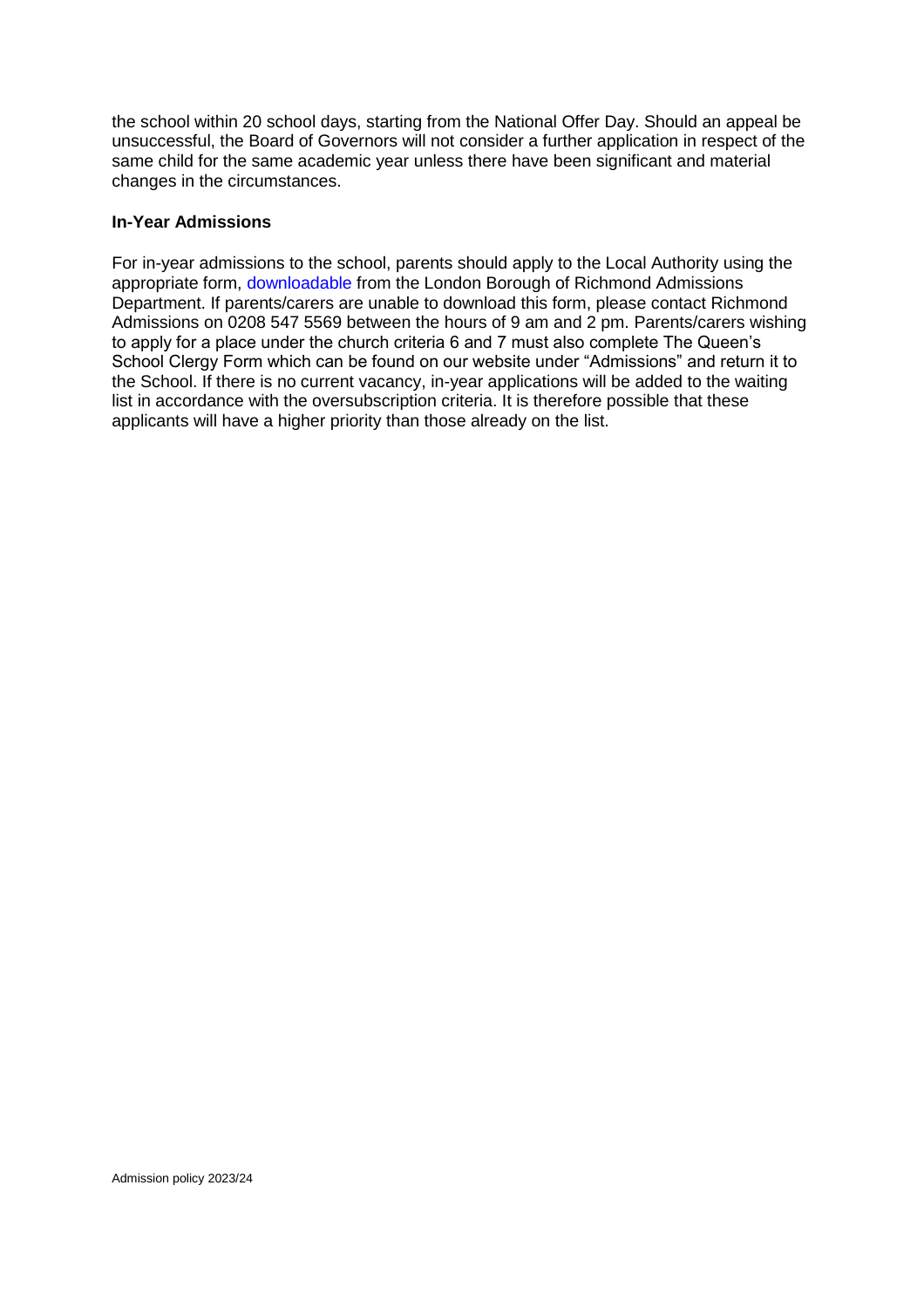the school within 20 school days, starting from the National Offer Day. Should an appeal be unsuccessful, the Board of Governors will not consider a further application in respect of the same child for the same academic year unless there have been significant and material changes in the circumstances.

**In-Year Admissions**

For in-year admissions to the school, parents should apply to the Local Authority using the appropriate form, downloadable from the London Borough of Richmond Admissions Department. If parents/carers are unable to download this form, please contact Richmond Admissions on 0208 547 5569 between the hours of 9 am and 2 pm. Parents/carers wishing to apply for a place under the church criteria 6 and 7 must also complete The Queen's School Clergy Form which can be found on our website under "Admissions" and return it to the School. If there is no current vacancy, in-year applications will be added to the waiting list in accordance with the oversubscription criteria. It is therefore possible that these applicants will have a higher priority than those already on the list.